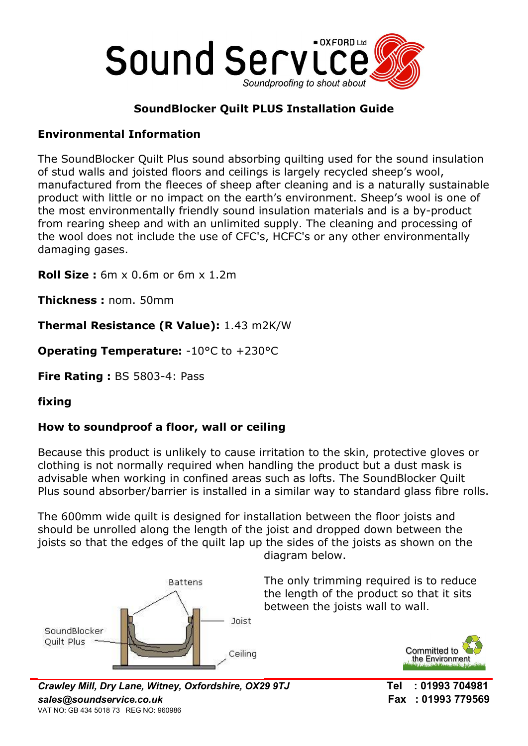# SoundBlocker Quilt PLUS Installation Guide

## Environmental Information

The SoundBlocker Quilt Plus sound absorbing quilting used for the sound insulation of stud walls and joisted floors and ceilings is largely recycled sheep's wool, manufactured from the fleeces of sheep after cleaning and is a naturally sustainable product with little or no impact on the earth's environment. Sheep's wool is one of the most environmentally friendly sound insulation materials and is a by-product from rearing sheep and with an unlimited supply. The cleaning and processing of the wool does not include the use of CFC's, HCFC's or any other environmentally damaging gases.

**Roll Size :** 6m x 0.6m or 6m x 1.2m

**Thickness :** nom. 50mm

**Thermal Resistance (R Value):** 1.43 m2K/W

**Operating Temperature:** -10°C to +230°C

**Fire Rating :** BS 5803-4: Pass

**fixing**

## How to soundproof a floor, wall or ceiling

Because this product is unlikely to cause irritation to the skin, protective gloves or clothing is not normally required when handling the product but a dust mask is advisable when working in confined areas such as lofts. The SoundBlocker Quilt Plus sound absorber/barrier is installed in a similar way to standard glass fibre rolls.

The 600mm wide quilt is designed for installation between the floor joists and should be unrolled along the length of the joist and dropped down between the joists so that the edges of the quilt lap up the sides of the joists as shown on the diagram below.

Battens

Joist

SoundBlocker Quilt Plus

Ceiling

The only trimming required is to reduce the length of the product so that it sits between the joists wall to wall.

Committed to the Environment

*Crawley Mill, Dry Lane, Witney, Oxfordshire, OX29 9TJ*
***sales@soundservice.co.uk***
VAT NO: GB 434 5018 73 REG NO: 960986

**Tel : 01993 704981**
**Fax : 01993 779569**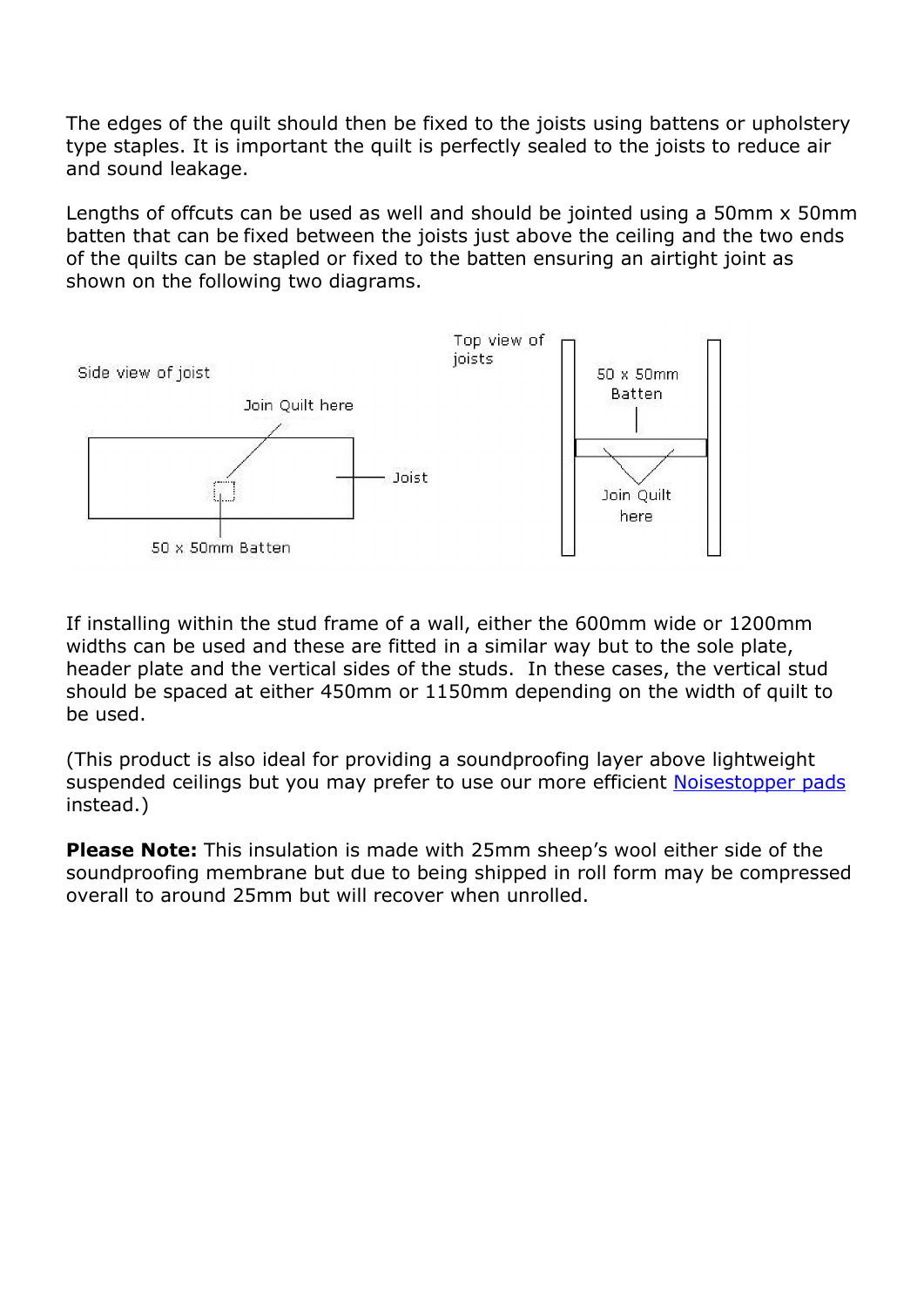The edges of the quilt should then be fixed to the joists using battens or upholstery type staples. It is important the quilt is perfectly sealed to the joists to reduce air and sound leakage.

Lengths of offcuts can be used as well and should be jointed using a 50mm x 50mm batten that can be fixed between the joists just above the ceiling and the two ends of the quilts can be stapled or fixed to the batten ensuring an airtight joint as shown on the following two diagrams.

Side view of joist

Join Quilt here

Joist

50 x 50mm Batten

Top view of joists

50 x 50mm Batten

Join Quilt here

If installing within the stud frame of a wall, either the 600mm wide or 1200mm widths can be used and these are fitted in a similar way but to the sole plate, header plate and the vertical sides of the studs. In these cases, the vertical stud should be spaced at either 450mm or 1150mm depending on the width of quilt to be used.

(This product is also ideal for providing a soundproofing layer above lightweight suspended ceilings but you may prefer to use our more efficient Noisestopper pads instead.)

**Please Note:** This insulation is made with 25mm sheep's wool either side of the soundproofing membrane but due to being shipped in roll form may be compressed overall to around 25mm but will recover when unrolled.